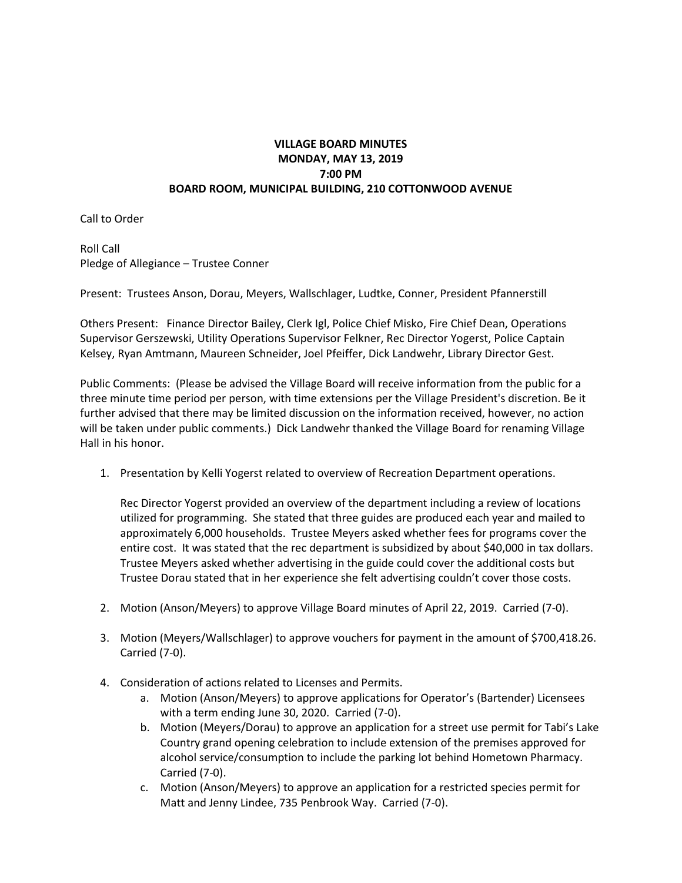**VILLAGE BOARD MINUTES**
**MONDAY, MAY 13, 2019**
**7:00 PM**
**BOARD ROOM, MUNICIPAL BUILDING, 210 COTTONWOOD AVENUE**

Call to Order

Roll Call
Pledge of Allegiance – Trustee Conner

Present: Trustees Anson, Dorau, Meyers, Wallschlager, Ludtke, Conner, President Pfannerstill

Others Present: Finance Director Bailey, Clerk Igl, Police Chief Misko, Fire Chief Dean, Operations Supervisor Gerszewski, Utility Operations Supervisor Felkner, Rec Director Yogerst, Police Captain Kelsey, Ryan Amtmann, Maureen Schneider, Joel Pfeiffer, Dick Landwehr, Library Director Gest.

Public Comments: (Please be advised the Village Board will receive information from the public for a three minute time period per person, with time extensions per the Village President's discretion. Be it further advised that there may be limited discussion on the information received, however, no action will be taken under public comments.) Dick Landwehr thanked the Village Board for renaming Village Hall in his honor.

1. Presentation by Kelli Yogerst related to overview of Recreation Department operations.

   Rec Director Yogerst provided an overview of the department including a review of locations utilized for programming. She stated that three guides are produced each year and mailed to approximately 6,000 households. Trustee Meyers asked whether fees for programs cover the entire cost. It was stated that the rec department is subsidized by about $40,000 in tax dollars. Trustee Meyers asked whether advertising in the guide could cover the additional costs but Trustee Dorau stated that in her experience she felt advertising couldn't cover those costs.

2. Motion (Anson/Meyers) to approve Village Board minutes of April 22, 2019. Carried (7-0).

3. Motion (Meyers/Wallschlager) to approve vouchers for payment in the amount of $700,418.26. Carried (7-0).

4. Consideration of actions related to Licenses and Permits.
   a. Motion (Anson/Meyers) to approve applications for Operator's (Bartender) Licensees with a term ending June 30, 2020. Carried (7-0).
   b. Motion (Meyers/Dorau) to approve an application for a street use permit for Tabi's Lake Country grand opening celebration to include extension of the premises approved for alcohol service/consumption to include the parking lot behind Hometown Pharmacy. Carried (7-0).
   c. Motion (Anson/Meyers) to approve an application for a restricted species permit for Matt and Jenny Lindee, 735 Penbrook Way. Carried (7-0).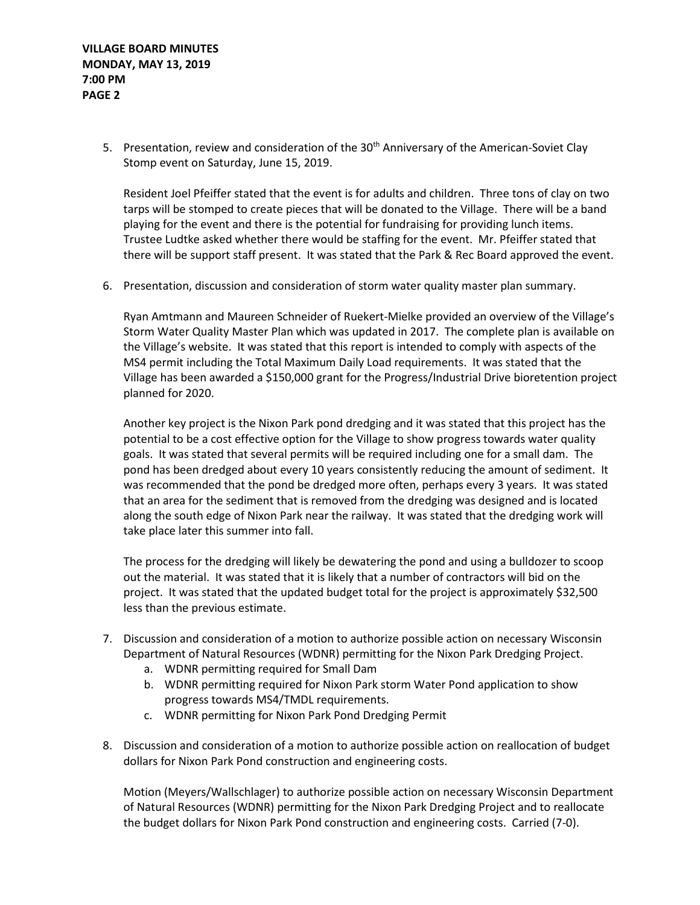5. Presentation, review and consideration of the 30th Anniversary of the American-Soviet Clay Stomp event on Saturday, June 15, 2019.

   Resident Joel Pfeiffer stated that the event is for adults and children. Three tons of clay on two tarps will be stomped to create pieces that will be donated to the Village. There will be a band playing for the event and there is the potential for fundraising for providing lunch items. Trustee Ludtke asked whether there would be staffing for the event. Mr. Pfeiffer stated that there will be support staff present. It was stated that the Park & Rec Board approved the event.

6. Presentation, discussion and consideration of storm water quality master plan summary.

   Ryan Amtmann and Maureen Schneider of Ruekert-Mielke provided an overview of the Village's Storm Water Quality Master Plan which was updated in 2017. The complete plan is available on the Village's website. It was stated that this report is intended to comply with aspects of the MS4 permit including the Total Maximum Daily Load requirements. It was stated that the Village has been awarded a $150,000 grant for the Progress/Industrial Drive bioretention project planned for 2020.

   Another key project is the Nixon Park pond dredging and it was stated that this project has the potential to be a cost effective option for the Village to show progress towards water quality goals. It was stated that several permits will be required including one for a small dam. The pond has been dredged about every 10 years consistently reducing the amount of sediment. It was recommended that the pond be dredged more often, perhaps every 3 years. It was stated that an area for the sediment that is removed from the dredging was designed and is located along the south edge of Nixon Park near the railway. It was stated that the dredging work will take place later this summer into fall.

   The process for the dredging will likely be dewatering the pond and using a bulldozer to scoop out the material. It was stated that it is likely that a number of contractors will bid on the project. It was stated that the updated budget total for the project is approximately $32,500 less than the previous estimate.

7. Discussion and consideration of a motion to authorize possible action on necessary Wisconsin Department of Natural Resources (WDNR) permitting for the Nixon Park Dredging Project.
   a. WDNR permitting required for Small Dam
   b. WDNR permitting required for Nixon Park storm Water Pond application to show progress towards MS4/TMDL requirements.
   c. WDNR permitting for Nixon Park Pond Dredging Permit

8. Discussion and consideration of a motion to authorize possible action on reallocation of budget dollars for Nixon Park Pond construction and engineering costs.

   Motion (Meyers/Wallschlager) to authorize possible action on necessary Wisconsin Department of Natural Resources (WDNR) permitting for the Nixon Park Dredging Project and to reallocate the budget dollars for Nixon Park Pond construction and engineering costs. Carried (7-0).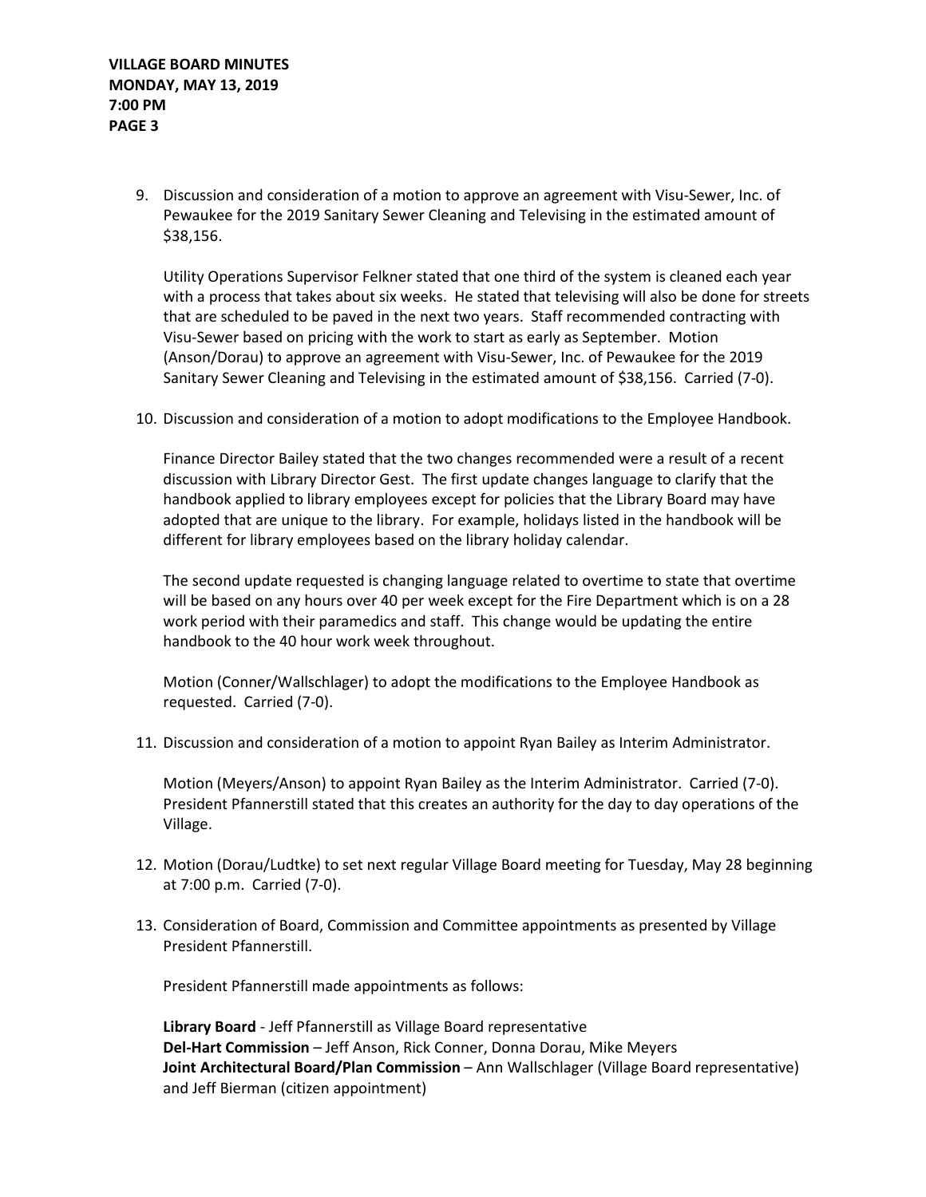9. Discussion and consideration of a motion to approve an agreement with Visu-Sewer, Inc. of Pewaukee for the 2019 Sanitary Sewer Cleaning and Televising in the estimated amount of $38,156.

   Utility Operations Supervisor Felkner stated that one third of the system is cleaned each year with a process that takes about six weeks. He stated that televising will also be done for streets that are scheduled to be paved in the next two years. Staff recommended contracting with Visu-Sewer based on pricing with the work to start as early as September. Motion (Anson/Dorau) to approve an agreement with Visu-Sewer, Inc. of Pewaukee for the 2019 Sanitary Sewer Cleaning and Televising in the estimated amount of $38,156. Carried (7-0).

10. Discussion and consideration of a motion to adopt modifications to the Employee Handbook.

    Finance Director Bailey stated that the two changes recommended were a result of a recent discussion with Library Director Gest. The first update changes language to clarify that the handbook applied to library employees except for policies that the Library Board may have adopted that are unique to the library. For example, holidays listed in the handbook will be different for library employees based on the library holiday calendar.

    The second update requested is changing language related to overtime to state that overtime will be based on any hours over 40 per week except for the Fire Department which is on a 28 work period with their paramedics and staff. This change would be updating the entire handbook to the 40 hour work week throughout.

    Motion (Conner/Wallschlager) to adopt the modifications to the Employee Handbook as requested. Carried (7-0).

11. Discussion and consideration of a motion to appoint Ryan Bailey as Interim Administrator.

    Motion (Meyers/Anson) to appoint Ryan Bailey as the Interim Administrator. Carried (7-0). President Pfannerstill stated that this creates an authority for the day to day operations of the Village.

12. Motion (Dorau/Ludtke) to set next regular Village Board meeting for Tuesday, May 28 beginning at 7:00 p.m. Carried (7-0).

13. Consideration of Board, Commission and Committee appointments as presented by Village President Pfannerstill.

    President Pfannerstill made appointments as follows:

    **Library Board** - Jeff Pfannerstill as Village Board representative
    **Del-Hart Commission** – Jeff Anson, Rick Conner, Donna Dorau, Mike Meyers
    **Joint Architectural Board/Plan Commission** – Ann Wallschlager (Village Board representative) and Jeff Bierman (citizen appointment)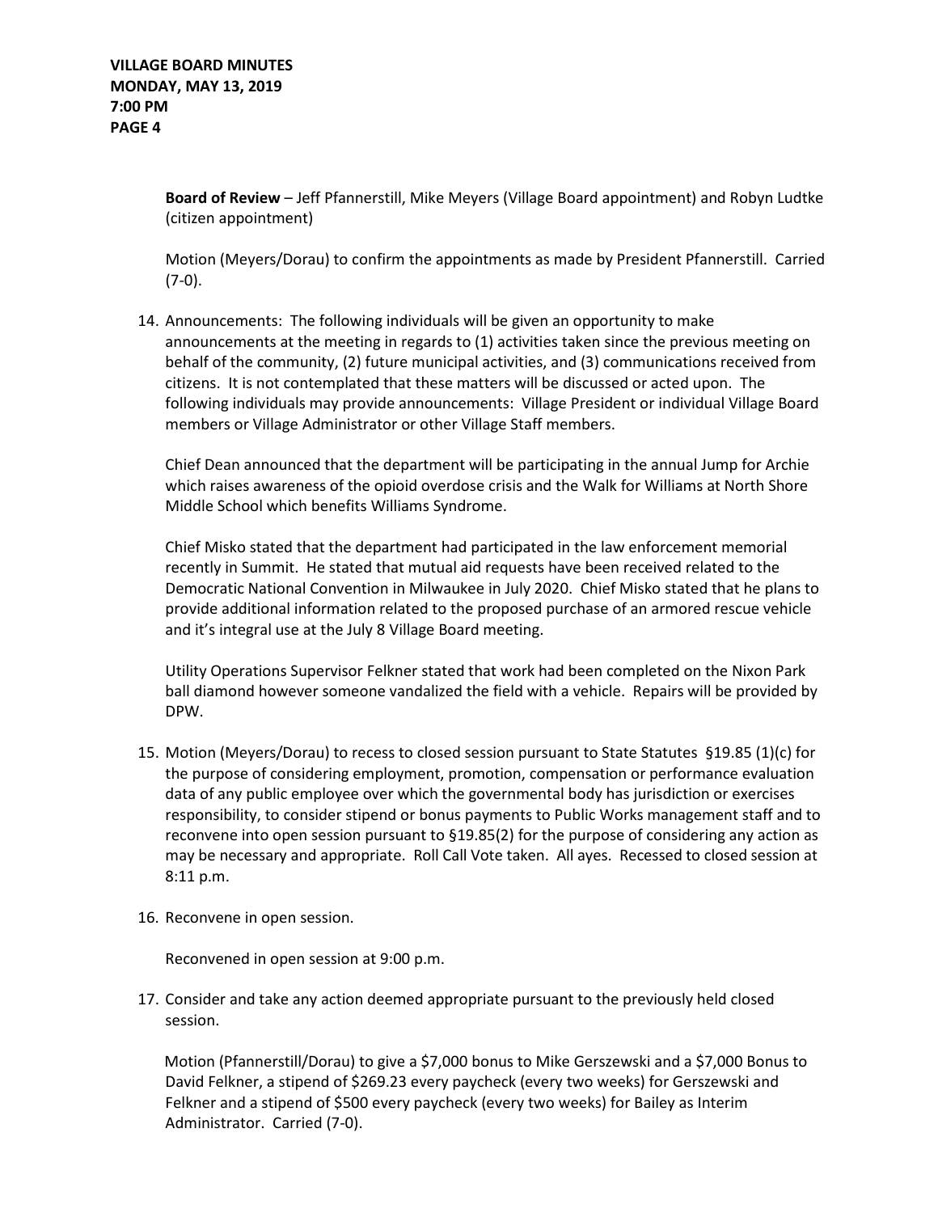**Board of Review** – Jeff Pfannerstill, Mike Meyers (Village Board appointment) and Robyn Ludtke (citizen appointment)

Motion (Meyers/Dorau) to confirm the appointments as made by President Pfannerstill. Carried (7-0).

14. Announcements: The following individuals will be given an opportunity to make announcements at the meeting in regards to (1) activities taken since the previous meeting on behalf of the community, (2) future municipal activities, and (3) communications received from citizens. It is not contemplated that these matters will be discussed or acted upon. The following individuals may provide announcements: Village President or individual Village Board members or Village Administrator or other Village Staff members.

    Chief Dean announced that the department will be participating in the annual Jump for Archie which raises awareness of the opioid overdose crisis and the Walk for Williams at North Shore Middle School which benefits Williams Syndrome.

    Chief Misko stated that the department had participated in the law enforcement memorial recently in Summit. He stated that mutual aid requests have been received related to the Democratic National Convention in Milwaukee in July 2020. Chief Misko stated that he plans to provide additional information related to the proposed purchase of an armored rescue vehicle and it's integral use at the July 8 Village Board meeting.

    Utility Operations Supervisor Felkner stated that work had been completed on the Nixon Park ball diamond however someone vandalized the field with a vehicle. Repairs will be provided by DPW.

15. Motion (Meyers/Dorau) to recess to closed session pursuant to State Statutes §19.85 (1)(c) for the purpose of considering employment, promotion, compensation or performance evaluation data of any public employee over which the governmental body has jurisdiction or exercises responsibility, to consider stipend or bonus payments to Public Works management staff and to reconvene into open session pursuant to §19.85(2) for the purpose of considering any action as may be necessary and appropriate. Roll Call Vote taken. All ayes. Recessed to closed session at 8:11 p.m.

16. Reconvene in open session.

    Reconvened in open session at 9:00 p.m.

17. Consider and take any action deemed appropriate pursuant to the previously held closed session.

    Motion (Pfannerstill/Dorau) to give a $7,000 bonus to Mike Gerszewski and a $7,000 Bonus to David Felkner, a stipend of $269.23 every paycheck (every two weeks) for Gerszewski and Felkner and a stipend of $500 every paycheck (every two weeks) for Bailey as Interim Administrator. Carried (7-0).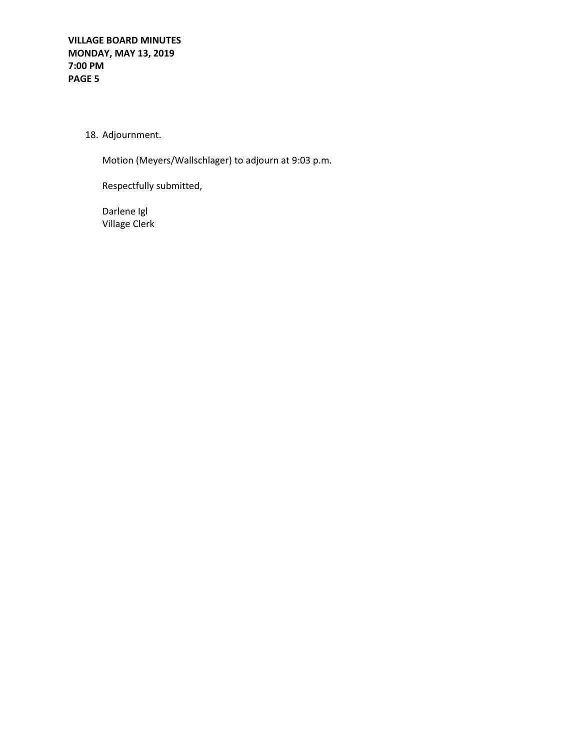18. Adjournment.

    Motion (Meyers/Wallschlager) to adjourn at 9:03 p.m.

    Respectfully submitted,

    Darlene Igl
    Village Clerk